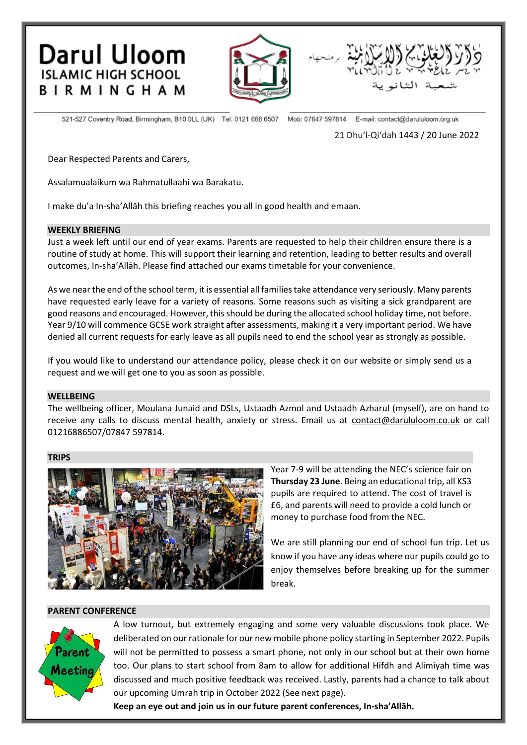# Darul Uloom
## ISLAMIC HIGH SCHOOL
## BIRMINGHAM

دار العلوم الإسلامية برمنجهام
شعبة الثانوية

521-527 Coventry Road, Birmingham, B10 0LL (UK) Tel: 0121 688 6507 Mob: 07847 597814 E-mail: contact@darululoom.org.uk

21 Dhu'l-Qi'dah 1443 / 20 June 2022

Dear Respected Parents and Carers,

Assalamualaikum wa Rahmatullaahi wa Barakatu.

I make du'a In-sha'Allāh this briefing reaches you all in good health and emaan.

**WEEKLY BRIEFING**

Just a week left until our end of year exams. Parents are requested to help their children ensure there is a routine of study at home. This will support their learning and retention, leading to better results and overall outcomes, In-sha'Allāh. Please find attached our exams timetable for your convenience.

As we near the end of the school term, it is essential all families take attendance very seriously. Many parents have requested early leave for a variety of reasons. Some reasons such as visiting a sick grandparent are good reasons and encouraged. However, this should be during the allocated school holiday time, not before. Year 9/10 will commence GCSE work straight after assessments, making it a very important period. We have denied all current requests for early leave as all pupils need to end the school year as strongly as possible.

If you would like to understand our attendance policy, please check it on our website or simply send us a request and we will get one to you as soon as possible.

**WELLBEING**

The wellbeing officer, Moulana Junaid and DSLs, Ustaadh Azmol and Ustaadh Azharul (myself), are on hand to receive any calls to discuss mental health, anxiety or stress. Email us at contact@darululoom.co.uk or call 01216886507/07847 597814.

**TRIPS**

Year 7-9 will be attending the NEC's science fair on **Thursday 23 June**. Being an educational trip, all KS3 pupils are required to attend. The cost of travel is £6, and parents will need to provide a cold lunch or money to purchase food from the NEC.

We are still planning our end of school fun trip. Let us know if you have any ideas where our pupils could go to enjoy themselves before breaking up for the summer break.

**PARENT CONFERENCE**

A low turnout, but extremely engaging and some very valuable discussions took place. We deliberated on our rationale for our new mobile phone policy starting in September 2022. Pupils will not be permitted to possess a smart phone, not only in our school but at their own home too. Our plans to start school from 8am to allow for additional Hifdh and Alimiyah time was discussed and much positive feedback was received. Lastly, parents had a chance to talk about our upcoming Umrah trip in October 2022 (See next page).

**Keep an eye out and join us in our future parent conferences, In-sha'Allāh.**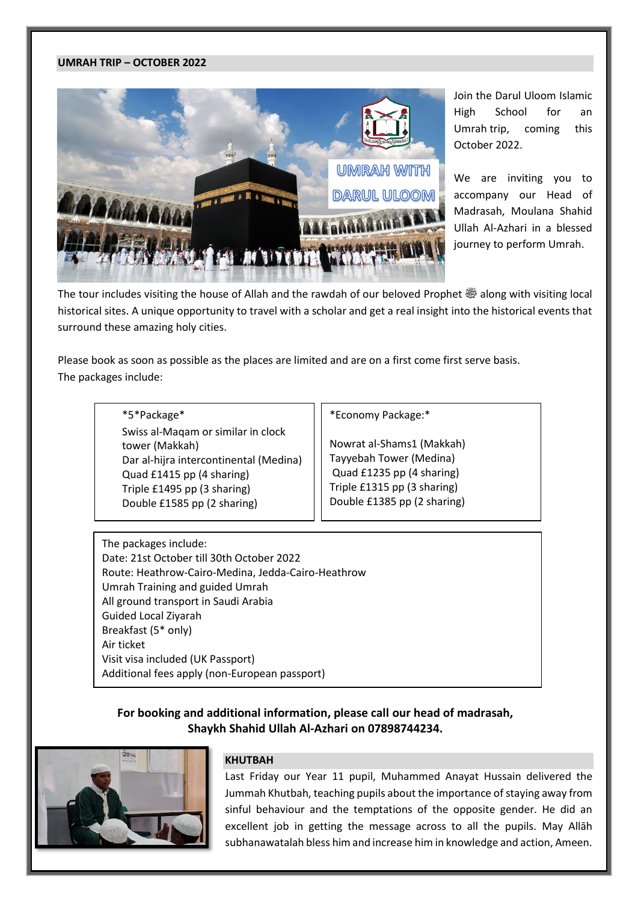## UMRAH TRIP – OCTOBER 2022

Join the Darul Uloom Islamic High School for an Umrah trip, coming this October 2022.

We are inviting you to accompany our Head of Madrasah, Moulana Shahid Ullah Al-Azhari in a blessed journey to perform Umrah.

The tour includes visiting the house of Allah and the rawdah of our beloved Prophet ﷺ along with visiting local historical sites. A unique opportunity to travel with a scholar and get a real insight into the historical events that surround these amazing holy cities.

Please book as soon as possible as the places are limited and are on a first come first serve basis.
The packages include:

| *5*Package* | *Economy Package:* |
|---|---|
| Swiss al-Maqam or similar in clock tower (Makkah) | Nowrat al-Shams1 (Makkah) |
| Dar al-hijra intercontinental (Medina) | Tayyebah Tower (Medina) |
| Quad £1415 pp (4 sharing) | Quad £1235 pp (4 sharing) |
| Triple £1495 pp (3 sharing) | Triple £1315 pp (3 sharing) |
| Double £1585 pp (2 sharing) | Double £1385 pp (2 sharing) |

The packages include:
Date: 21st October till 30th October 2022
Route: Heathrow-Cairo-Medina, Jedda-Cairo-Heathrow
Umrah Training and guided Umrah
All ground transport in Saudi Arabia
Guided Local Ziyarah
Breakfast (5* only)
Air ticket
Visit visa included (UK Passport)
Additional fees apply (non-European passport)

**For booking and additional information, please call our head of madrasah, Shaykh Shahid Ullah Al-Azhari on 07898744234.**

## KHUTBAH

Last Friday our Year 11 pupil, Muhammed Anayat Hussain delivered the Jummah Khutbah, teaching pupils about the importance of staying away from sinful behaviour and the temptations of the opposite gender. He did an excellent job in getting the message across to all the pupils. May Allāh subhanawatalah bless him and increase him in knowledge and action, Ameen.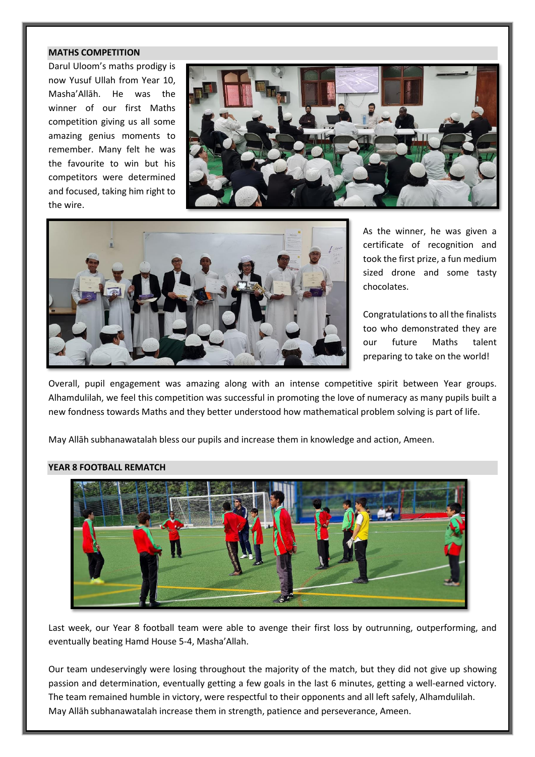## MATHS COMPETITION

Darul Uloom's maths prodigy is now Yusuf Ullah from Year 10, Masha'Allāh. He was the winner of our first Maths competition giving us all some amazing genius moments to remember. Many felt he was the favourite to win but his competitors were determined and focused, taking him right to the wire.

As the winner, he was given a certificate of recognition and took the first prize, a fun medium sized drone and some tasty chocolates.

Congratulations to all the finalists too who demonstrated they are our future Maths talent preparing to take on the world!

Overall, pupil engagement was amazing along with an intense competitive spirit between Year groups. Alhamdulilah, we feel this competition was successful in promoting the love of numeracy as many pupils built a new fondness towards Maths and they better understood how mathematical problem solving is part of life.

May Allāh subhanawatalah bless our pupils and increase them in knowledge and action, Ameen.

## YEAR 8 FOOTBALL REMATCH

Last week, our Year 8 football team were able to avenge their first loss by outrunning, outperforming, and eventually beating Hamd House 5-4, Masha'Allah.

Our team undeservingly were losing throughout the majority of the match, but they did not give up showing passion and determination, eventually getting a few goals in the last 6 minutes, getting a well-earned victory. The team remained humble in victory, were respectful to their opponents and all left safely, Alhamdulilah.
May Allāh subhanawatalah increase them in strength, patience and perseverance, Ameen.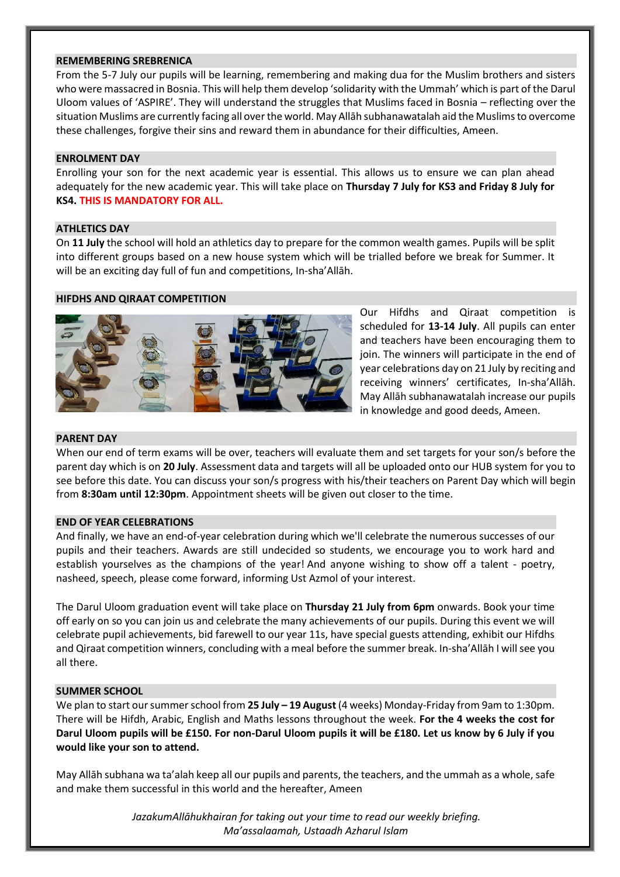## REMEMBERING SREBRENICA

From the 5-7 July our pupils will be learning, remembering and making dua for the Muslim brothers and sisters who were massacred in Bosnia. This will help them develop 'solidarity with the Ummah' which is part of the Darul Uloom values of 'ASPIRE'. They will understand the struggles that Muslims faced in Bosnia – reflecting over the situation Muslims are currently facing all over the world. May Allāh subhanawatalah aid the Muslims to overcome these challenges, forgive their sins and reward them in abundance for their difficulties, Ameen.

## ENROLMENT DAY

Enrolling your son for the next academic year is essential. This allows us to ensure we can plan ahead adequately for the new academic year. This will take place on **Thursday 7 July for KS3 and Friday 8 July for KS4.** **THIS IS MANDATORY FOR ALL.**

## ATHLETICS DAY

On **11 July** the school will hold an athletics day to prepare for the common wealth games. Pupils will be split into different groups based on a new house system which will be trialled before we break for Summer. It will be an exciting day full of fun and competitions, In-sha'Allāh.

## HIFDHS AND QIRAAT COMPETITION

Our Hifdhs and Qiraat competition is scheduled for **13-14 July**. All pupils can enter and teachers have been encouraging them to join. The winners will participate in the end of year celebrations day on 21 July by reciting and receiving winners' certificates, In-sha'Allāh. May Allāh subhanawatalah increase our pupils in knowledge and good deeds, Ameen.

## PARENT DAY

When our end of term exams will be over, teachers will evaluate them and set targets for your son/s before the parent day which is on **20 July**. Assessment data and targets will all be uploaded onto our HUB system for you to see before this date. You can discuss your son/s progress with his/their teachers on Parent Day which will begin from **8:30am until 12:30pm**. Appointment sheets will be given out closer to the time.

## END OF YEAR CELEBRATIONS

And finally, we have an end-of-year celebration during which we'll celebrate the numerous successes of our pupils and their teachers. Awards are still undecided so students, we encourage you to work hard and establish yourselves as the champions of the year! And anyone wishing to show off a talent - poetry, nasheed, speech, please come forward, informing Ust Azmol of your interest.

The Darul Uloom graduation event will take place on **Thursday 21 July from 6pm** onwards. Book your time off early on so you can join us and celebrate the many achievements of our pupils. During this event we will celebrate pupil achievements, bid farewell to our year 11s, have special guests attending, exhibit our Hifdhs and Qiraat competition winners, concluding with a meal before the summer break. In-sha'Allāh I will see you all there.

## SUMMER SCHOOL

We plan to start our summer school from **25 July – 19 August** (4 weeks) Monday-Friday from 9am to 1:30pm. There will be Hifdh, Arabic, English and Maths lessons throughout the week. **For the 4 weeks the cost for Darul Uloom pupils will be £150. For non-Darul Uloom pupils it will be £180. Let us know by 6 July if you would like your son to attend.**

May Allāh subhana wa ta'alah keep all our pupils and parents, the teachers, and the ummah as a whole, safe and make them successful in this world and the hereafter, Ameen

*JazakumAllāhukhairan for taking out your time to read our weekly briefing.*
*Ma'assalaamah, Ustaadh Azharul Islam*